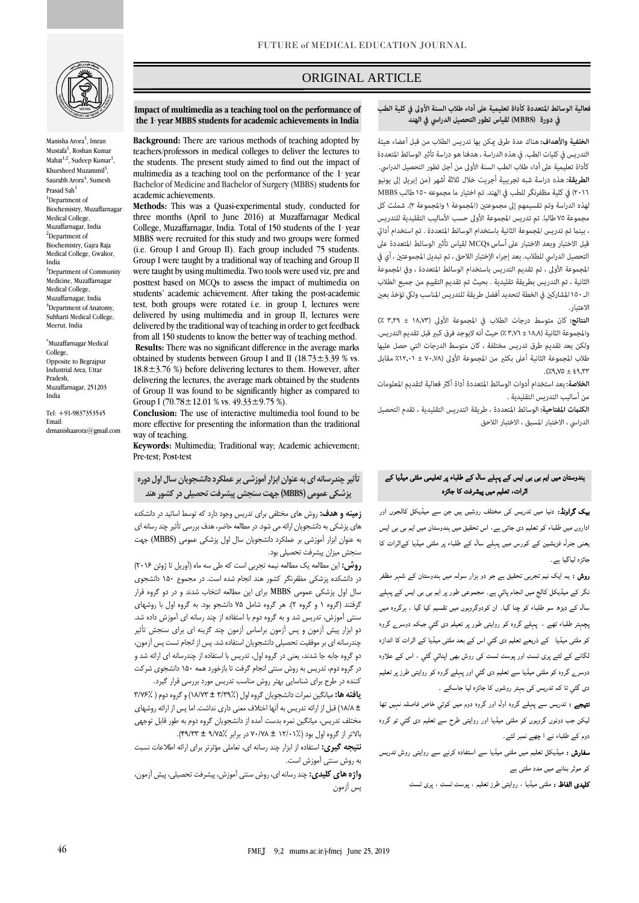# ORIGINAL ARTICLE

## Impact of multimedia as a teaching tool on the performance of the 1st year MBBS students for academic achievements in India

Manisha Arora[1], Imran Mustafa[1], Roshan Kumar Mahat[1,2], Sudeep Kumar[1], Khursheed Muzammil[3], Saurabh Arora[4], Sumesh Prasad Sah[1]

[1]Department of Biochemistry, Muzaffarnagar Medical College, Muzaffarnagar, India
[2]Department of Biochemistry, Gajra Raja Medical College, Gwalior, India
[3]Department of Community Medicine, Muzaffarnagar Medical College, Muzaffarnagar, India
[4]Department of Anatomy, Subharti Medical College, Meerut, India

*Muzaffarnagar Medical College, Opposite to Begrajpur Industrial Area, Uttar Pradesh, Muzaffarnagar, 251203 India

Tel: +91-9837353545
Email: drmanishaarora@gmail.com

**Background:** There are various methods of teaching adopted by teachers/professors in medical colleges to deliver the lectures to the students. The present study aimed to find out the impact of multimedia as a teaching tool on the performance of the 1st year Bachelor of Medicine and Bachelor of Surgery (MBBS) students for academic achievements.

**Methods:** This was a Quasi-experimental study, conducted for three months (April to June 2016) at Muzaffarnagar Medical College, Muzaffarnagar, India. Total of 150 students of the 1st year MBBS were recruited for this study and two groups were formed (i.e. Group I and Group II). Each group included 75 students. Group I were taught by a traditional way of teaching and Group II were taught by using multimedia. Two tools were used viz, pre and posttest based on MCQs to assess the impact of multimedia on students' academic achievement. After taking the post-academic test, both groups were rotated i.e. in group I, lectures were delivered by using multimedia and in group II, lectures were delivered by the traditional way of teaching in order to get feedback from all 150 students to know the better way of teaching method.

**Results:** There was no significant difference in the average marks obtained by students between Group I and II (18.73±3.39 % vs. 18.8±3.76 %) before delivering lectures to them. However, after delivering the lectures, the average mark obtained by the students of Group II was found to be significantly higher as compared to Group I (70.78±12.01 % vs. 49.33±9.75 %).

**Conclusion:** The use of interactive multimedia tool found to be more effective for presenting the information than the traditional way of teaching.

**Keywords:** Multimedia; Traditional way; Academic achievement; Pre-test; Post-test

## فعالية الوسائط المتعددة كأداة تعليمية على أداء طلاب السنة الأولى في كلية الطب في دورة (MBBS) لقياس تطور التحصيل الدراسي في الهند

**الخلفية والأهداف:** هناك عدة طرق يمكن بها تدريس الطلاب من قبل أعضاء هيئة التدريس في كليات الطب. في هذه الدراسة ، هدفنا هو دراسة تأثير الوسائط المتعددة كأداة تعليمية على أداء طلاب الطب السنة الأولى من أجل تطور التحصيل الدراسي.

**الطريقة:** هذه دراسة شبه تجريبية أجريت خلال ثلاثة أشهر (من إبريل إلى يونيو ٢٠١٦) في كلية مظفرنگر للطب في الهند. تم اختيار ما مجموعه ١٥٠ طالب MBBS لهذه الدراسة وتم تقسيمهم إلى مجموعتين (المجموعة ١ والمجموعة ٢). شملت كل مجموعة ٧٥ طالبا. تم تدريس المجموعة الأولى حسب الأساليب التقليدية للتدريس ، بينما تم تدريس المجموعة الثانية باستخدام الوسائط المتعددة . تم استخدام أداتي قبل الاختبار وبعد الاختبار على أساس MCQs لقياس تأثير الوسائط المتعددة على التحصيل الدراسي للطلاب. بعد إجراء الإختبار اللاحق ، تم تبديل المجموعتين ، أي في المجموعة الأولى ، تم تقديم التدريس باستخدام الوسائط المتعددة ، وفي المجموعة الثانية ، تم التدريس بطريقة تقليدية . بحيث تم تقديم التقييم من جميع الطلاب الـ ١٥٠ المشاركين في الخطة لتحديد أفضل طريقة للتدريس المناسب ولكي تؤخذ بعين الاعتبار.

**النتائج:** كان متوسط درجات الطلاب في المجموعة الأولى (١٨,٧٣ ± ٣,٣٩ ٪) والمجموعة الثانية (١٨,٨ ± ٣,٧٦ ٪) حيث أنه لايوجد فرق كبير قبل تقديم التدريس. ولكن بعد تقديم طرق تدريس مختلفة ، كان متوسط الدرجات التي حصل عليها طلاب المجموعة الثانية أعلى بكثير من المجموعة الأولى (٧٠,٧٨ ± ١٢,٠١٪ مقابل ٤٩,٣٣ ± ٩,٧٥٪).

**الخلاصة:** بعد استخدام أدوات الوسائط المتعددة أداة أكثر فعالية لتقديم المعلومات من أساليب التدريس التقليدية .

**الكلمات المفتاحية:** الوسائط المتعددة ، طريقة التدريس التقليدية ، تقدم التحصيل الدراسي ، الاختبار المسبق ، الاختبار اللاحق

## تأثیر چندرسانه ای به عنوان ابزار آموزشی بر عملکرد دانشجویان سال اول دوره پزشکی عمومی (MBBS) جهت سنجش پیشرفت تحصیلی در کشور هند

**زمینه و هدف:** روش های مختلفی برای تدریس وجود دارد که توسط اساتید در دانشکده های پزشکی به دانشجویان ارائه می شود. در مطالعه حاضر، هدف بررسی تأثیر چند رسانه ای به عنوان ابزار آموزشی بر عملکرد دانشجویان سال اول پزشکی عمومی (MBBS) جهت سنجش میزان پیشرفت تحصیلی بود.

**روش:** این مطالعه یک مطالعه نیمه تجربی است که طی سه ماه (آوریل تا ژوئن ۲۰۱۶) در دانشکده پزشکی مظفرنگر کشور هند انجام شده است. در مجموع ۱۵۰ دانشجوی سال اول پزشکی عمومی MBBS برای این مطالعه انتخاب شدند و در دو گروه قرار گرفتند (گروه ۱ و گروه ۲). هر گروه شامل ۷۵ دانشجو بود. به گروه اول با روشهای سنتی آموزش، تدریس شد و به گروه دوم با استفاده از چند رسانه ای آموزش داده شد. دو ابزار پیش آزمون و پس آزمون براساس آزمون چند گزینه ای برای سنجش تأثیر چندرسانه ای بر موفقیت تحصیلی دانشجویان استفاده شد. پس از انجام تست پس آزمون، دو گروه جابه جا شدند، یعنی در گروه اول، تدریس با استفاده از چندرسانه ای ارائه شد و در گروه دوم، تدریس به روش سنتی انجام گرفت تا بازخورد همه ۱۵۰ دانشجوی شرکت کننده در طرح برای شناسایی بهتر روش مناسب تدریس مورد بررسی قرار گیرد.

**یافته ها:** میانگین نمرات دانشجویان گروه اول (۳/۳۹٪ ± ۱۸/۷۳) و گروه دوم ( ۳/۷۶٪ ± ۱۸/۸) قبل از ارائه تدریس به آنها اختلاف معنی داری نداشت. اما پس از ارائه روشهای مختلف تدریس، میانگین نمره بدست آمده از دانشجویان گروه دوم به طور قابل توجهی بالاتر از گروه اول بود (۱۲/۰۱٪ ± ۷۰/۷۸ در برابر ۹/۷۵٪ ± ۴۹/۳۳).

**نتیجه گیری:** استفاده از ابزار چند رسانه ای، تعاملی مؤثرتر برای ارائه اطلاعات نسبت به روش سنتی آموزش است.

**واژه های کلیدی:** چند رسانه ای، روش سنتی آموزش، پیشرفت تحصیلی، پیش آزمون، پس آزمون

## ہندوستان میں ایم بی بی ایس کے پہلے سال کے طلباء پر تعلیمی ملٹی میڈیا کے اثرات، تعلیم میں پیشرفت کا جائزہ

**بیک گراونڈ:** دنیا میں تدریس کی مختلف روشیں ہیں جن سے میڈیکل کالجوں اور اداروں میں طلباء کو تعلیم دی جاتی ہے، اس تحقیق میں ہندوستان میں ایم بی بی ایس یعنی جنرل فزیشین کے کورس میں پہلے سال کے طلباء پر ملٹی میڈیا کےاثرات کا جائزہ لیاگیا ہے۔

**روش :** یہ ایک نیم تجربی تحقیق ہے جو دو ہزار سولہ میں ہندوستان کے شہر مظفر نگر کے میڈیکل کالج میں انجام پائي ہے۔ مجموعی طور پر ایم بی بی ایس کے پہلے سال کے ڈیڑھ سو طلباء کو چنا گیا۔ ان کودوگروہوں میں تقسیم کیا گیا ، ہرگروہ میں پچہتر طلباء تھے ، پہلے گروہ کو روایتی طور پر تعلیم دی گئي جبکہ دوسرے گروہ کو ملٹی میڈیا کے ذریعے تعلیم دی گئي اس کے بعد ملٹی میڈیا کے اثرات کا اندازہ لگانے کے لئے پری ٹسٹ اور پوسٹ ٹسٹ کی روش بھی اپنائي گئي ، اس کے علاوہ دوسرے گروہ کو ملٹی میڈیا سے تعلیم دی گئي اور پہلے گروہ کو روایتی طرز پر تعلیم دی گئي تا کہ تدریس کی بہتر روشوں کا جائزہ لیا جاسکے ۔

**نتیجے :** تدریس سے پہلے گروہ اول اور گروہ دوم میں کوئي خاص فاصلہ نہیں تھا لیکن جب دونوں گروہوں کو ملٹی میڈیا اور روایتی طرح سے تعلیم دی گئي تو گروہ دوم کے طلباء نے اچھے نمبر لئے۔

**سفارش :** میڈیکل تعلیم میں ملٹی میڈیا سے استفادہ کرنے سے روایتی روش تدریس کو موثر بنانے میں مدد ملتی ہے

**کلیدی الفاظ :** ملٹی میڈیا ، روایتی طرز تعلیم ، پوسٹ ٹسٹ ، پری ٹسٹ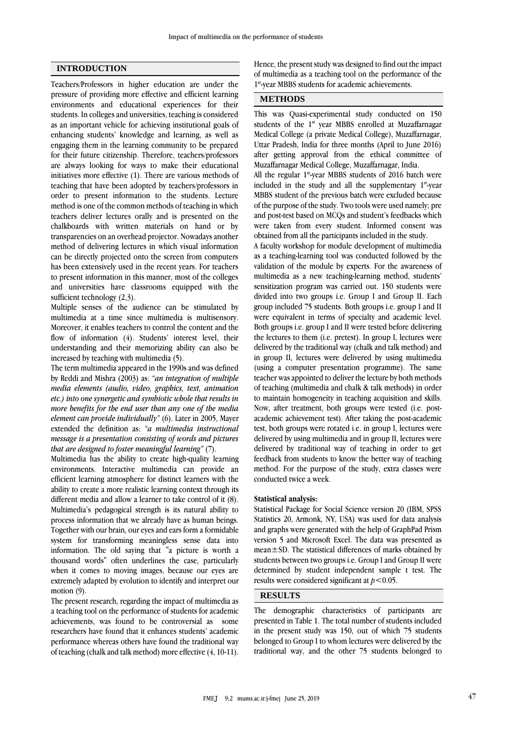## INTRODUCTION

Teachers/Professors in higher education are under the pressure of providing more effective and efficient learning environments and educational experiences for their students. In colleges and universities, teaching is considered as an important vehicle for achieving institutional goals of enhancing students' knowledge and learning, as well as engaging them in the learning community to be prepared for their future citizenship. Therefore, teachers/professors are always looking for ways to make their educational initiatives more effective (1). There are various methods of teaching that have been adopted by teachers/professors in order to present information to the students. Lecture method is one of the common methods of teaching in which teachers deliver lectures orally and is presented on the chalkboards with written materials on hand or by transparencies on an overhead projector. Nowadays another method of delivering lectures in which visual information can be directly projected onto the screen from computers has been extensively used in the recent years. For teachers to present information in this manner, most of the colleges and universities have classrooms equipped with the sufficient technology (2,3).

Multiple senses of the audience can be stimulated by multimedia at a time since multimedia is multisensory. Moreover, it enables teachers to control the content and the flow of information (4). Students' interest level, their understanding and their memorizing ability can also be increased by teaching with multimedia (5).

The term multimedia appeared in the 1990s and was defined by Reddi and Mishra (2003) as: *"an integration of multiple media elements (audio, video, graphics, text, animation etc.) into one synergetic and symbiotic whole that results in more benefits for the end user than any one of the media element can provide individually"* (6). Later in 2005, Mayer extended the definition as: *"a multimedia instructional message is a presentation consisting of words and pictures that are designed to foster meaningful learning"* (7).

Multimedia has the ability to create high-quality learning environments. Interactive multimedia can provide an efficient learning atmosphere for distinct learners with the ability to create a more realistic learning context through its different media and allow a learner to take control of it (8). Multimedia's pedagogical strength is its natural ability to process information that we already have as human beings. Together with our brain, our eyes and ears form a formidable system for transforming meaningless sense data into information. The old saying that "a picture is worth a thousand words" often underlines the case, particularly when it comes to moving images, because our eyes are extremely adapted by evolution to identify and interpret our motion (9).

The present research, regarding the impact of multimedia as a teaching tool on the performance of students for academic achievements, was found to be controversial as some researchers have found that it enhances students' academic performance whereas others have found the traditional way of teaching (chalk and talk method) more effective (4, 10-11). Hence, the present study was designed to find out the impact of multimedia as a teaching tool on the performance of the 1st-year MBBS students for academic achievements.

## METHODS

This was Quasi-experimental study conducted on 150 students of the 1st year MBBS enrolled at Muzaffarnagar Medical College (a private Medical College), Muzaffarnagar, Uttar Pradesh, India for three months (April to June 2016) after getting approval from the ethical committee of Muzaffarnagar Medical College, Muzaffarnagar, India.

All the regular 1st-year MBBS students of 2016 batch were included in the study and all the supplementary 1st-year MBBS student of the previous batch were excluded because of the purpose of the study. Two tools were used namely; pre and post-test based on MCQs and student's feedbacks which were taken from every student. Informed consent was obtained from all the participants included in the study.

A faculty workshop for module development of multimedia as a teaching-learning tool was conducted followed by the validation of the module by experts. For the awareness of multimedia as a new teaching-learning method, students' sensitization program was carried out. 150 students were divided into two groups i.e. Group I and Group II. Each group included 75 students. Both groups i.e. group I and II were equivalent in terms of specialty and academic level. Both groups i.e. group I and II were tested before delivering the lectures to them (i.e. pretest). In group I, lectures were delivered by the traditional way (chalk and talk method) and in group II, lectures were delivered by using multimedia (using a computer presentation programme). The same teacher was appointed to deliver the lecture by both methods of teaching (multimedia and chalk & talk methods) in order to maintain homogeneity in teaching acquisition and skills. Now, after treatment, both groups were tested (i.e. post-academic achievement test). After taking the post-academic test, both groups were rotated i.e. in group I, lectures were delivered by using multimedia and in group II, lectures were delivered by traditional way of teaching in order to get feedback from students to know the better way of teaching method. For the purpose of the study, extra classes were conducted twice a week.

### Statistical analysis:

Statistical Package for Social Science version 20 (IBM, SPSS Statistics 20, Armonk, NY, USA) was used for data analysis and graphs were generated with the help of GraphPad Prism version 5 and Microsoft Excel. The data was presented as mean±SD. The statistical differences of marks obtained by students between two groups i.e. Group I and Group II were determined by student independent sample t test. The results were considered significant at $p<0.05$.

## RESULTS

The demographic characteristics of participants are presented in Table 1. The total number of students included in the present study was 150, out of which 75 students belonged to Group I to whom lectures were delivered by the traditional way, and the other 75 students belonged to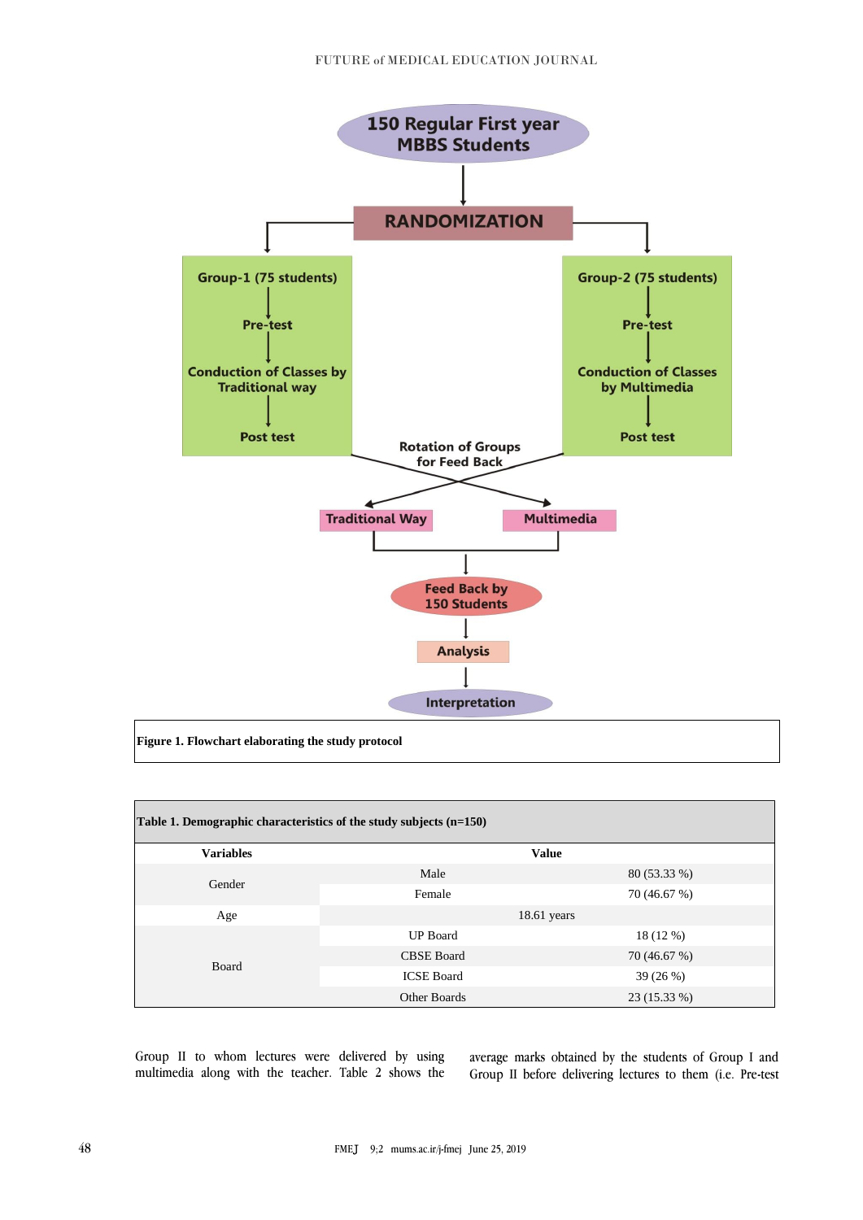Figure 1. Flowchart elaborating the study protocol

**Table 1. Demographic characteristics of the study subjects (n=150)**

| Variables | Value | |
|---|---|---|
| Gender | Male | 80 (53.33 %) |
| | Female | 70 (46.67 %) |
| Age | 18.61 years | |
| Board | UP Board | 18 (12 %) |
| | CBSE Board | 70 (46.67 %) |
| | ICSE Board | 39 (26 %) |
| | Other Boards | 23 (15.33 %) |

Group II to whom lectures were delivered by using multimedia along with the teacher. Table 2 shows the average marks obtained by the students of Group I and Group II before delivering lectures to them (i.e. Pre-test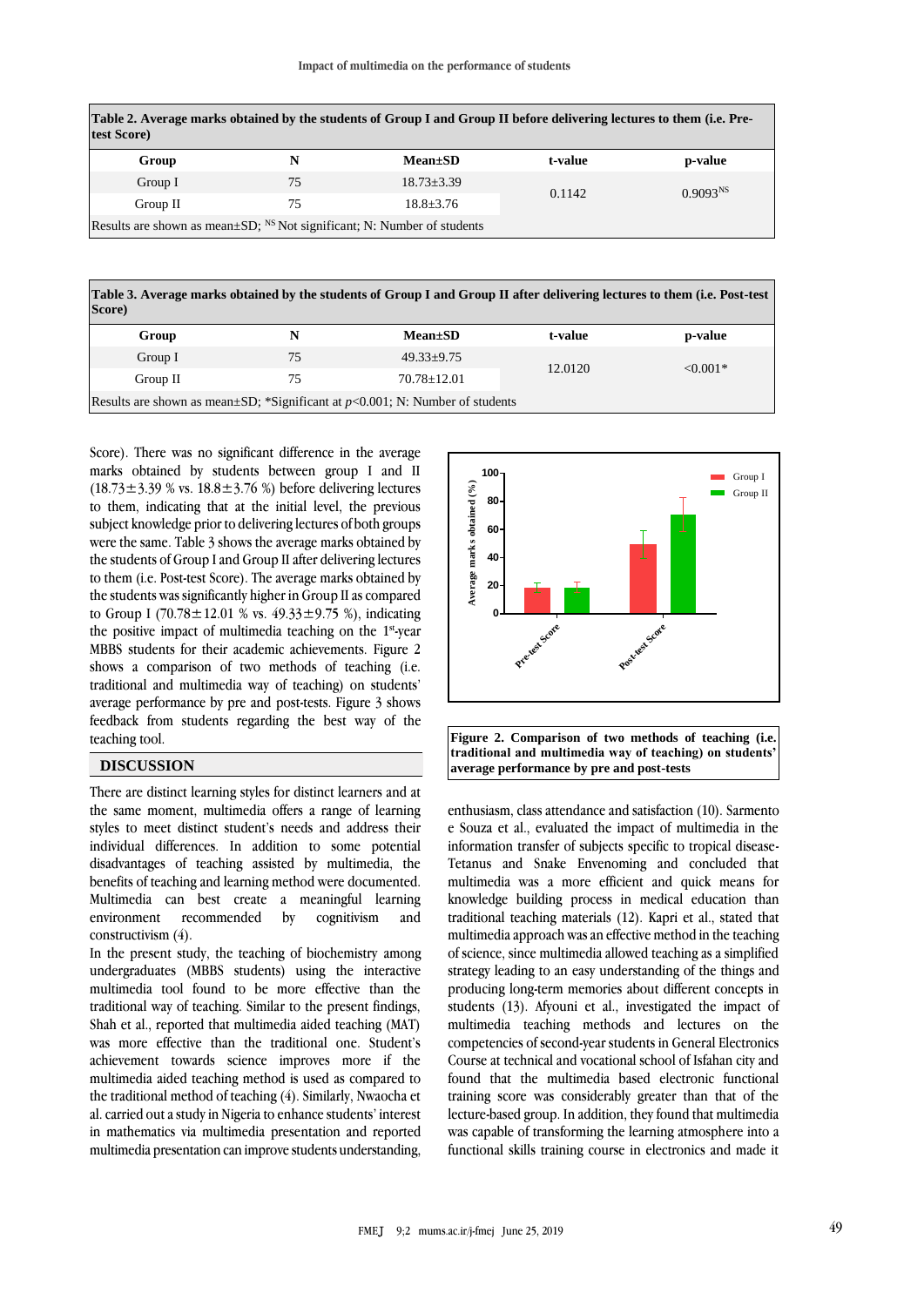**Table 2. Average marks obtained by the students of Group I and Group II before delivering lectures to them (i.e. Pre-test Score)**

| Group | N | Mean±SD | t-value | p-value |
|---|---|---|---|---|
| Group I | 75 | 18.73±3.39 | 0.1142 | 0.9093[NS] |
| Group II | 75 | 18.8±3.76 | | |

Results are shown as mean±SD; [NS] Not significant; N: Number of students

**Table 3. Average marks obtained by the students of Group I and Group II after delivering lectures to them (i.e. Post-test Score)**

| Group | N | Mean±SD | t-value | p-value |
|---|---|---|---|---|
| Group I | 75 | 49.33±9.75 | 12.0120 | <0.001* |
| Group II | 75 | 70.78±12.01 | | |

Results are shown as mean±SD; *Significant at $p<0.001$; N: Number of students

Score). There was no significant difference in the average marks obtained by students between group I and II (18.73±3.39 % vs. 18.8±3.76 %) before delivering lectures to them, indicating that at the initial level, the previous subject knowledge prior to delivering lectures of both groups were the same. Table 3 shows the average marks obtained by the students of Group I and Group II after delivering lectures to them (i.e. Post-test Score). The average marks obtained by the students was significantly higher in Group II as compared to Group I (70.78±12.01 % vs. 49.33±9.75 %), indicating the positive impact of multimedia teaching on the 1st-year MBBS students for their academic achievements. Figure 2 shows a comparison of two methods of teaching (i.e. traditional and multimedia way of teaching) on students' average performance by pre and post-tests. Figure 3 shows feedback from students regarding the best way of the teaching tool.

**Figure 2. Comparison of two methods of teaching (i.e. traditional and multimedia way of teaching) on students' average performance by pre and post-tests**

## DISCUSSION

There are distinct learning styles for distinct learners and at the same moment, multimedia offers a range of learning styles to meet distinct student's needs and address their individual differences. In addition to some potential disadvantages of teaching assisted by multimedia, the benefits of teaching and learning method were documented. Multimedia can best create a meaningful learning environment recommended by cognitivism and constructivism (4).

In the present study, the teaching of biochemistry among undergraduates (MBBS students) using the interactive multimedia tool found to be more effective than the traditional way of teaching. Similar to the present findings, Shah et al., reported that multimedia aided teaching (MAT) was more effective than the traditional one. Student's achievement towards science improves more if the multimedia aided teaching method is used as compared to the traditional method of teaching (4). Similarly, Nwaocha et al. carried out a study in Nigeria to enhance students' interest in mathematics via multimedia presentation and reported multimedia presentation can improve students understanding, enthusiasm, class attendance and satisfaction (10). Sarmento e Souza et al., evaluated the impact of multimedia in the information transfer of subjects specific to tropical disease-Tetanus and Snake Envenoming and concluded that multimedia was a more efficient and quick means for knowledge building process in medical education than traditional teaching materials (12). Kapri et al., stated that multimedia approach was an effective method in the teaching of science, since multimedia allowed teaching as a simplified strategy leading to an easy understanding of the things and producing long-term memories about different concepts in students (13). Afyouni et al., investigated the impact of multimedia teaching methods and lectures on the competencies of second-year students in General Electronics Course at technical and vocational school of Isfahan city and found that the multimedia based electronic functional training score was considerably greater than that of the lecture-based group. In addition, they found that multimedia was capable of transforming the learning atmosphere into a functional skills training course in electronics and made it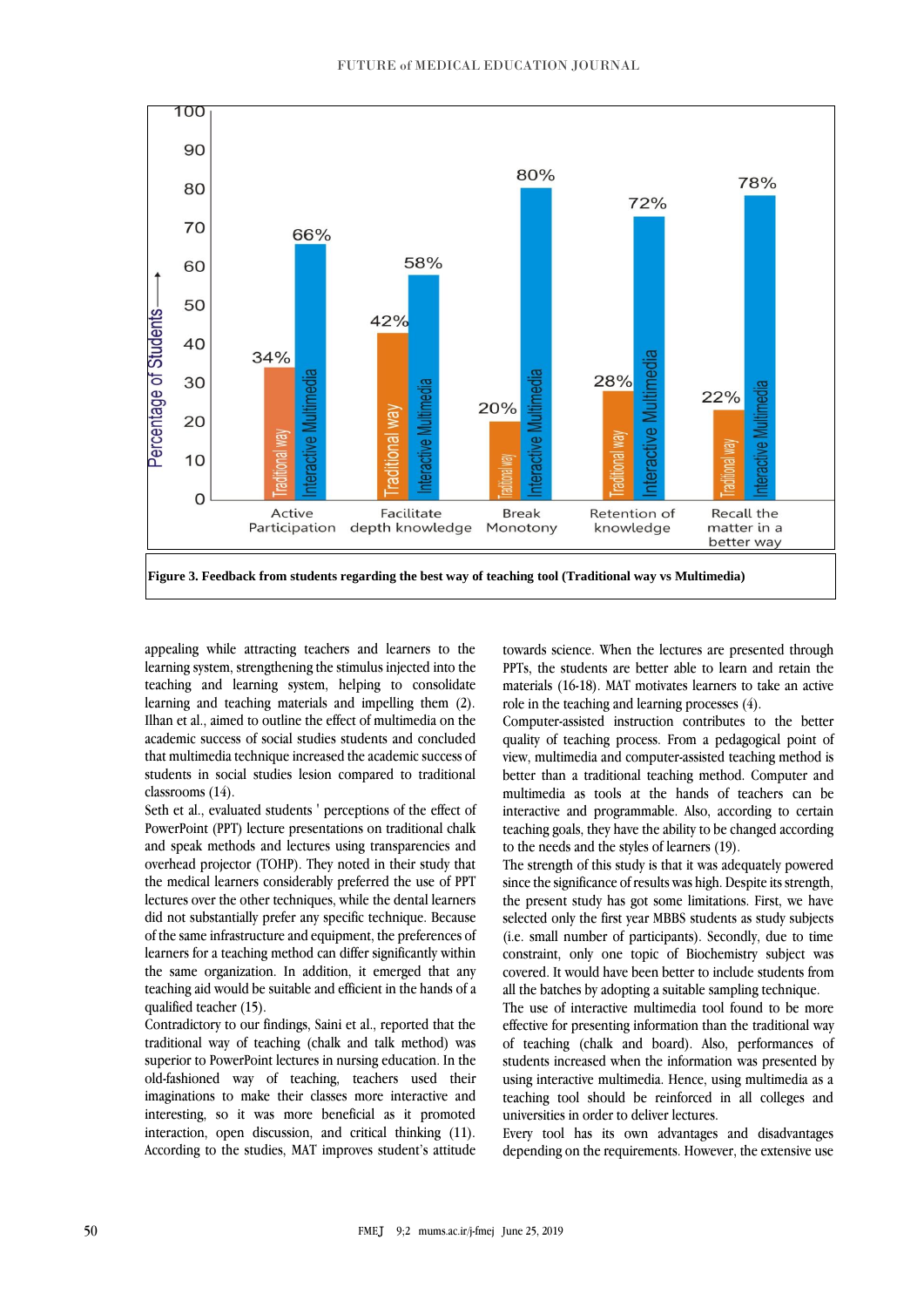Figure 3. Feedback from students regarding the best way of teaching tool (Traditional way vs Multimedia)

appealing while attracting teachers and learners to the learning system, strengthening the stimulus injected into the teaching and learning system, helping to consolidate learning and teaching materials and impelling them (2). Ilhan et al., aimed to outline the effect of multimedia on the academic success of social studies students and concluded that multimedia technique increased the academic success of students in social studies lesion compared to traditional classrooms (14).

Seth et al., evaluated students ' perceptions of the effect of PowerPoint (PPT) lecture presentations on traditional chalk and speak methods and lectures using transparencies and overhead projector (TOHP). They noted in their study that the medical learners considerably preferred the use of PPT lectures over the other techniques, while the dental learners did not substantially prefer any specific technique. Because of the same infrastructure and equipment, the preferences of learners for a teaching method can differ significantly within the same organization. In addition, it emerged that any teaching aid would be suitable and efficient in the hands of a qualified teacher (15).

Contradictory to our findings, Saini et al., reported that the traditional way of teaching (chalk and talk method) was superior to PowerPoint lectures in nursing education. In the old-fashioned way of teaching, teachers used their imaginations to make their classes more interactive and interesting, so it was more beneficial as it promoted interaction, open discussion, and critical thinking (11). According to the studies, MAT improves student's attitude towards science. When the lectures are presented through PPTs, the students are better able to learn and retain the materials (16-18). MAT motivates learners to take an active role in the teaching and learning processes (4).

Computer-assisted instruction contributes to the better quality of teaching process. From a pedagogical point of view, multimedia and computer-assisted teaching method is better than a traditional teaching method. Computer and multimedia as tools at the hands of teachers can be interactive and programmable. Also, according to certain teaching goals, they have the ability to be changed according to the needs and the styles of learners (19).

The strength of this study is that it was adequately powered since the significance of results was high. Despite its strength, the present study has got some limitations. First, we have selected only the first year MBBS students as study subjects (i.e. small number of participants). Secondly, due to time constraint, only one topic of Biochemistry subject was covered. It would have been better to include students from all the batches by adopting a suitable sampling technique.

The use of interactive multimedia tool found to be more effective for presenting information than the traditional way of teaching (chalk and board). Also, performances of students increased when the information was presented by using interactive multimedia. Hence, using multimedia as a teaching tool should be reinforced in all colleges and universities in order to deliver lectures.

Every tool has its own advantages and disadvantages depending on the requirements. However, the extensive use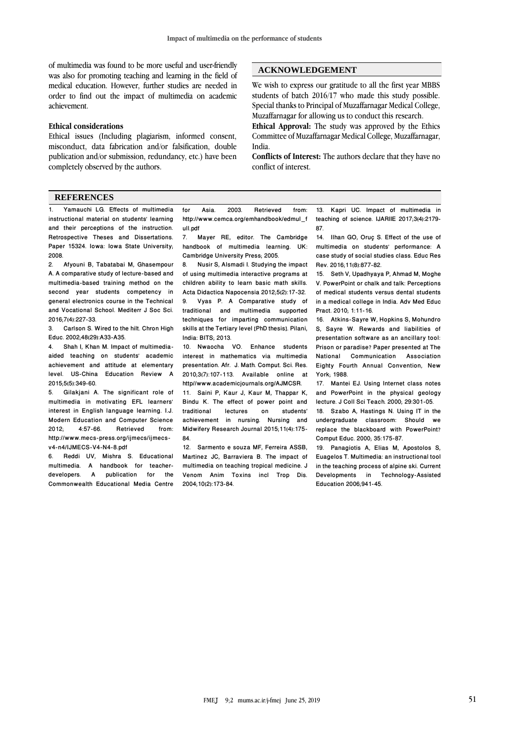of multimedia was found to be more useful and user-friendly was also for promoting teaching and learning in the field of medical education. However, further studies are needed in order to find out the impact of multimedia on academic achievement.

### Ethical considerations

Ethical issues (Including plagiarism, informed consent, misconduct, data fabrication and/or falsification, double publication and/or submission, redundancy, etc.) have been completely observed by the authors.

## ACKNOWLEDGEMENT

We wish to express our gratitude to all the first year MBBS students of batch 2016/17 who made this study possible. Special thanks to Principal of Muzaffarnagar Medical College, Muzaffarnagar for allowing us to conduct this research.

**Ethical Approval:** The study was approved by the Ethics Committee of Muzaffarnagar Medical College, Muzaffarnagar, India.

**Conflicts of Interest:** The authors declare that they have no conflict of interest.

## REFERENCES

1. Yamauchi LG. Effects of multimedia instructional material on students' learning and their perceptions of the instruction. Retrospective Theses and Dissertations. Paper 15324. Iowa: Iowa State University; 2008.
2. Afyouni B, Tabatabai M, Ghasempour A. A comparative study of lecture-based and multimedia-based training method on the second year students competency in general electronics course in the Technical and Vocational School. Mediterr J Soc Sci. 2016;7(4):227-33.
3. Carlson S. Wired to the hilt. Chron High Educ. 2002;48(29):A33-A35.
4. Shah I, Khan M. Impact of multimedia-aided teaching on students' academic achievement and attitude at elementary level. US-China Education Review A 2015;5(5):349-60.
5. Gilakjani A. The significant role of multimedia in motivating EFL learners' interest in English language learning. I.J. Modern Education and Computer Science 2012; 4:57-66. Retrieved from: http://www.mecs-press.org/ijmecs/ijmecs-v4-n4/IJMECS-V4-N4-8.pdf
6. Reddi UV, Mishra S. Educational multimedia. A handbook for teacher-developers. A publication for the Commonwealth Educational Media Centre for Asia. 2003. Retrieved from: http://www.cemca.org/emhandbook/edmul_full.pdf
7. Mayer RE, editor. The Cambridge handbook of multimedia learning. UK: Cambridge University Press; 2005.
8. Nusir S, Alsmadi I. Studying the impact of using multimedia interactive programs at children ability to learn basic math skills. Acta Didactica Napocensia 2012;5(2):17-32.
9. Vyas P. A Comparative study of traditional and multimedia supported techniques for imparting communication skills at the Tertiary level [PhD thesis]. Pilani, India: BITS; 2013.
10. Nwaocha VO. Enhance students interest in mathematics via multimedia presentation. Afr. J. Math. Comput. Sci. Res. 2010;3(7):107-113. Available online at http//www.academicjournals.org/AJMCSR.
11. Saini P, Kaur J, Kaur M, Thappar K, Bindu K. The effect of power point and traditional lectures on students' achievement in nursing. Nursing and Midwifery Research Journal 2015;11(4):175-84.
12. Sarmento e souza MF, Ferreira ASSB, Martinez JC, Barraviera B. The impact of multimedia on teaching tropical medicine. J Venom Anim Toxins incl Trop Dis. 2004;10(2):173-84.
13. Kapri UC. Impact of multimedia in teaching of science. IJARIIE 2017;3(4):2179-87.
14. Ilhan GO, Oruç S. Effect of the use of multimedia on students' performance: A case study of social studies class. Educ Res Rev. 2016;11(8):877-82.
15. Seth V, Upadhyaya P, Ahmad M, Moghe V. PowerPoint or chalk and talk: Perceptions of medical students versus dental students in a medical college in India. Adv Med Educ Pract. 2010; 1:11-16.
16. Atkins-Sayre W, Hopkins S, Mohundro S, Sayre W. Rewards and liabilities of presentation software as an ancillary tool: Prison or paradise? Paper presented at The National Communication Association Eighty Fourth Annual Convention, New York; 1988.
17. Mantei EJ. Using Internet class notes and PowerPoint in the physical geology lecture. J Coll Sci Teach. 2000; 29:301-05.
18. Szabo A, Hastings N. Using IT in the undergraduate classroom: Should we replace the blackboard with PowerPoint? Comput Educ. 2000; 35:175-87.
19. Panagiotis A, Elias M, Apostolos S, Euagelos T. Multimedia: an instructional tool in the teaching process of alpine ski. Current Developments in Technology-Assisted Education 2006;941-45.